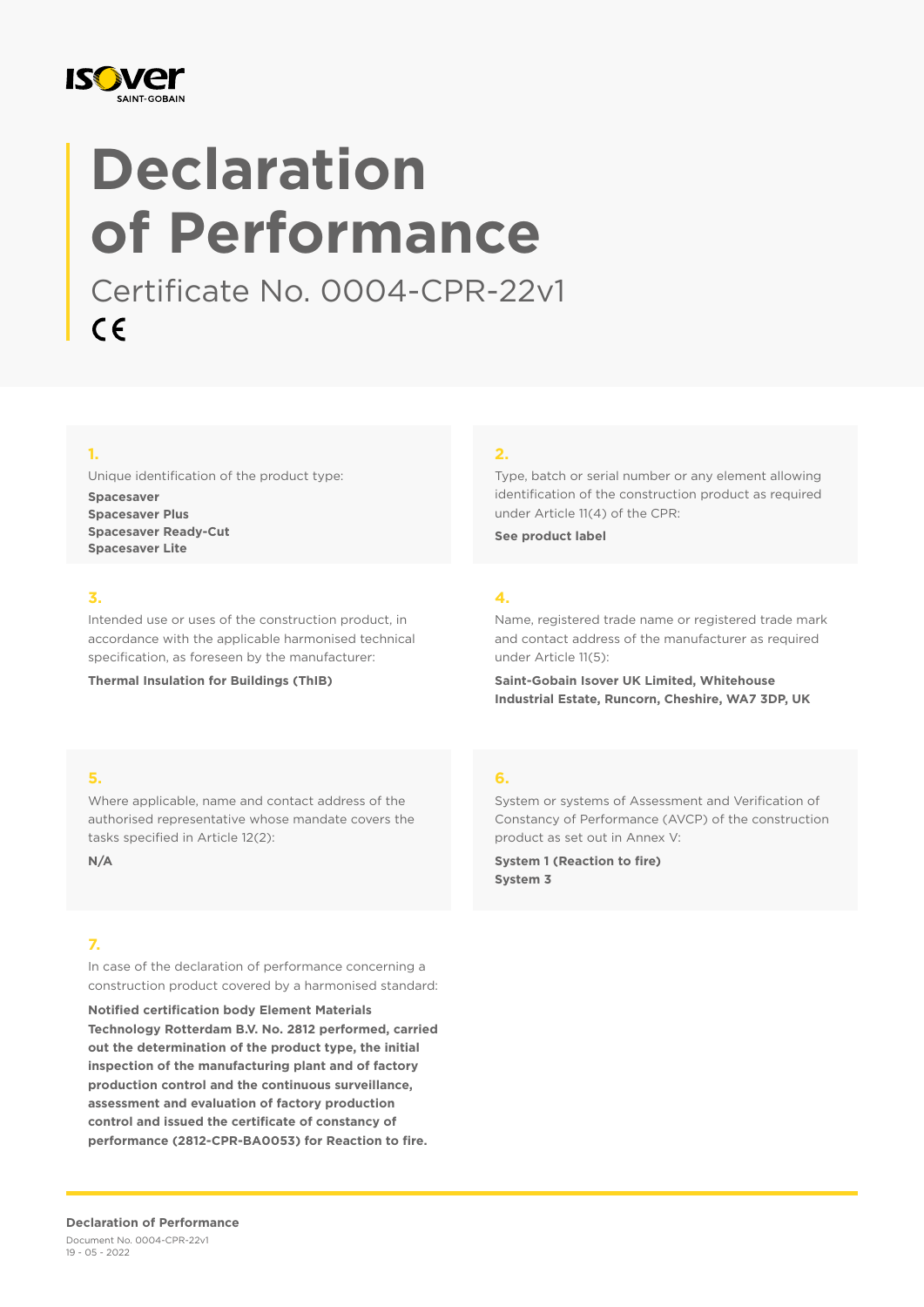# Declaration of Performance

Certificate No. 0004-CPR-22v1

CE

**1.**

Unique identification of the product type:

**Spacesaver**
**Spacesaver Plus**
**Spacesaver Ready-Cut**
**Spacesaver Lite**

**2.**

Type, batch or serial number or any element allowing identification of the construction product as required under Article 11(4) of the CPR:

**See product label**

**3.**

Intended use or uses of the construction product, in accordance with the applicable harmonised technical specification, as foreseen by the manufacturer:

**Thermal Insulation for Buildings (ThIB)**

**4.**

Name, registered trade name or registered trade mark and contact address of the manufacturer as required under Article 11(5):

**Saint-Gobain Isover UK Limited, Whitehouse Industrial Estate, Runcorn, Cheshire, WA7 3DP, UK**

**5.**

Where applicable, name and contact address of the authorised representative whose mandate covers the tasks specified in Article 12(2):

**N/A**

**6.**

System or systems of Assessment and Verification of Constancy of Performance (AVCP) of the construction product as set out in Annex V:

**System 1 (Reaction to fire)**
**System 3**

**7.**

In case of the declaration of performance concerning a construction product covered by a harmonised standard:

**Notified certification body Element Materials Technology Rotterdam B.V. No. 2812 performed, carried out the determination of the product type, the initial inspection of the manufacturing plant and of factory production control and the continuous surveillance, assessment and evaluation of factory production control and issued the certificate of constancy of performance (2812-CPR-BA0053) for Reaction to fire.**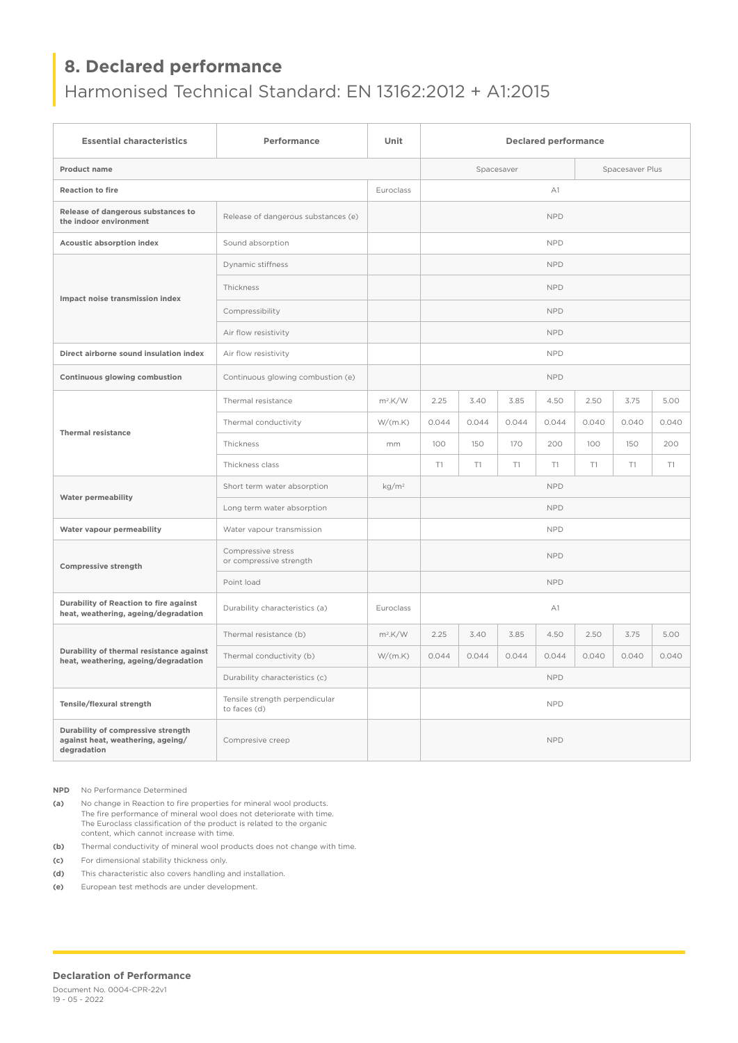## 8. Declared performance

Harmonised Technical Standard: EN 13162:2012 + A1:2015

| Essential characteristics | Performance | Unit | Declared performance | | | | | | |
|---|---|---|---|---|---|---|---|---|---|
| Product name | | | Spacesaver | | | | Spacesaver Plus | | |
| Reaction to fire | | Euroclass | A1 | | | | | | |
| Release of dangerous substances to the indoor environment | Release of dangerous substances (e) | | NPD | | | | | | |
| Acoustic absorption index | Sound absorption | | NPD | | | | | | |
| Impact noise transmission index | Dynamic stiffness | | NPD | | | | | | |
| | Thickness | | NPD | | | | | | |
| | Compressibility | | NPD | | | | | | |
| | Air flow resistivity | | NPD | | | | | | |
| Direct airborne sound insulation index | Air flow resistivity | | NPD | | | | | | |
| Continuous glowing combustion | Continuous glowing combustion (e) | | NPD | | | | | | |
| Thermal resistance | Thermal resistance | $m^2.K/W$ | 2.25 | 3.40 | 3.85 | 4.50 | 2.50 | 3.75 | 5.00 |
| | Thermal conductivity | W/(m.K) | 0.044 | 0.044 | 0.044 | 0.044 | 0.040 | 0.040 | 0.040 |
| | Thickness | mm | 100 | 150 | 170 | 200 | 100 | 150 | 200 |
| | Thickness class | | T1 | T1 | T1 | T1 | T1 | T1 | T1 |
| Water permeability | Short term water absorption | $kg/m^2$ | NPD | | | | | | |
| | Long term water absorption | | NPD | | | | | | |
| Water vapour permeability | Water vapour transmission | | NPD | | | | | | |
| Compressive strength | Compressive stress or compressive strength | | NPD | | | | | | |
| | Point load | | NPD | | | | | | |
| Durability of Reaction to fire against heat, weathering, ageing/degradation | Durability characteristics (a) | Euroclass | A1 | | | | | | |
| Durability of thermal resistance against heat, weathering, ageing/degradation | Thermal resistance (b) | $m^2.K/W$ | 2.25 | 3.40 | 3.85 | 4.50 | 2.50 | 3.75 | 5.00 |
| | Thermal conductivity (b) | W/(m.K) | 0.044 | 0.044 | 0.044 | 0.044 | 0.040 | 0.040 | 0.040 |
| | Durability characteristics (c) | | NPD | | | | | | |
| Tensile/flexural strength | Tensile strength perpendicular to faces (d) | | NPD | | | | | | |
| Durability of compressive strength against heat, weathering, ageing/ degradation | Compresive creep | | NPD | | | | | | |

**NPD** No Performance Determined

**(a)** No change in Reaction to fire properties for mineral wool products. The fire performance of mineral wool does not deteriorate with time. The Euroclass classification of the product is related to the organic content, which cannot increase with time.

**(b)** Thermal conductivity of mineral wool products does not change with time.

**(c)** For dimensional stability thickness only.

**(d)** This characteristic also covers handling and installation.

**(e)** European test methods are under development.

**Declaration of Performance**

Document No. 0004-CPR-22v1
19 - 05 - 2022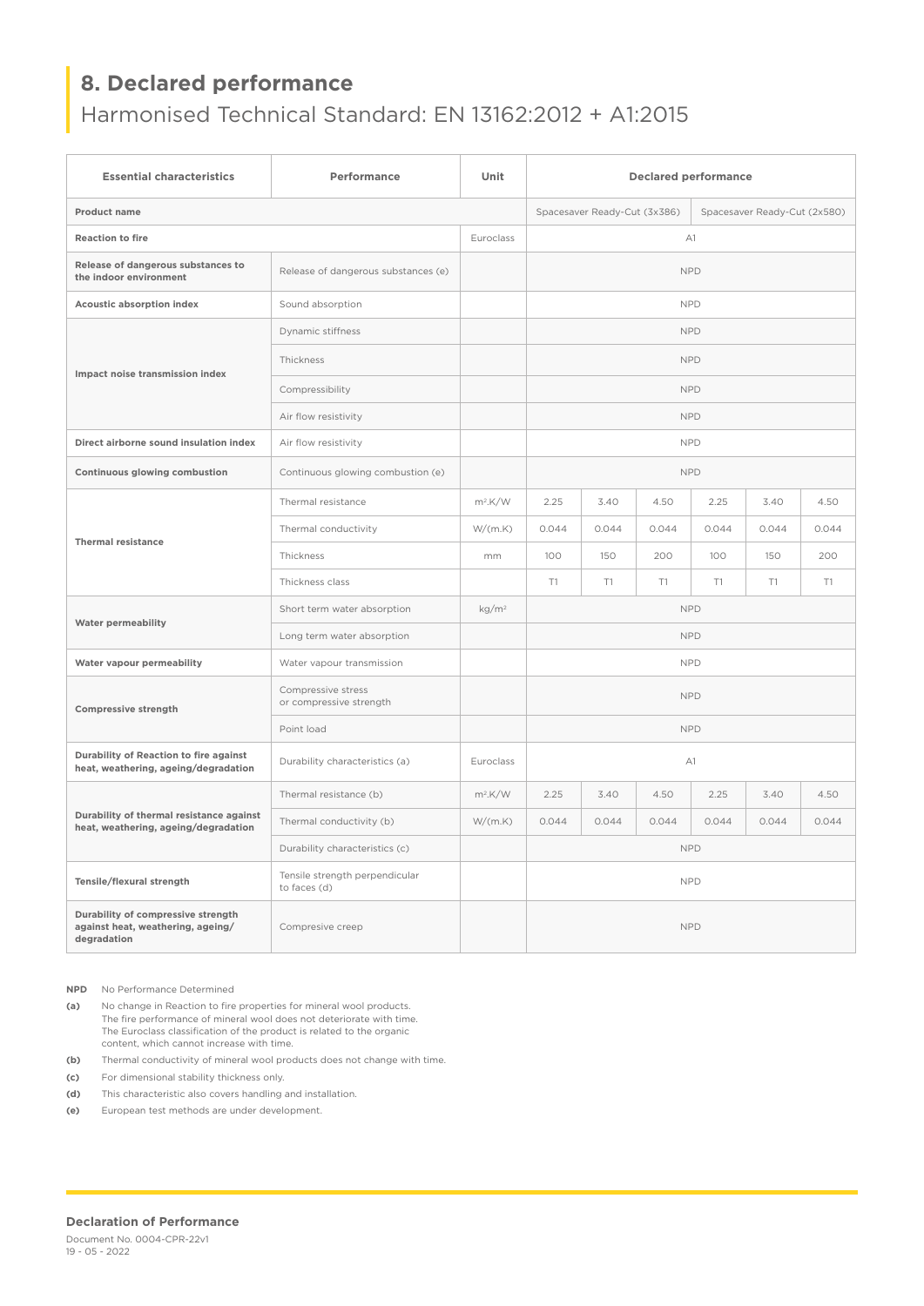## 8. Declared performance

Harmonised Technical Standard: EN 13162:2012 + A1:2015

| Essential characteristics | Performance | Unit | Declared performance | | | | | |
|---|---|---|---|---|---|---|---|---|
| Product name | | | Spacesaver Ready-Cut (3x386) | | | Spacesaver Ready-Cut (2x580) | | |
| Reaction to fire | | Euroclass | A1 | | | | | |
| Release of dangerous substances to the indoor environment | Release of dangerous substances (e) | | NPD | | | | | |
| Acoustic absorption index | Sound absorption | | NPD | | | | | |
| Impact noise transmission index | Dynamic stiffness | | NPD | | | | | |
| | Thickness | | NPD | | | | | |
| | Compressibility | | NPD | | | | | |
| | Air flow resistivity | | NPD | | | | | |
| Direct airborne sound insulation index | Air flow resistivity | | NPD | | | | | |
| Continuous glowing combustion | Continuous glowing combustion (e) | | NPD | | | | | |
| Thermal resistance | Thermal resistance | $m^2.K/W$ | 2.25 | 3.40 | 4.50 | 2.25 | 3.40 | 4.50 |
| | Thermal conductivity | W/(m.K) | 0.044 | 0.044 | 0.044 | 0.044 | 0.044 | 0.044 |
| | Thickness | mm | 100 | 150 | 200 | 100 | 150 | 200 |
| | Thickness class | | T1 | T1 | T1 | T1 | T1 | T1 |
| Water permeability | Short term water absorption | $kg/m^2$ | NPD | | | | | |
| | Long term water absorption | | NPD | | | | | |
| Water vapour permeability | Water vapour transmission | | NPD | | | | | |
| Compressive strength | Compressive stress or compressive strength | | NPD | | | | | |
| | Point load | | NPD | | | | | |
| Durability of Reaction to fire against heat, weathering, ageing/degradation | Durability characteristics (a) | Euroclass | A1 | | | | | |
| Durability of thermal resistance against heat, weathering, ageing/degradation | Thermal resistance (b) | $m^2.K/W$ | 2.25 | 3.40 | 4.50 | 2.25 | 3.40 | 4.50 |
| | Thermal conductivity (b) | W/(m.K) | 0.044 | 0.044 | 0.044 | 0.044 | 0.044 | 0.044 |
| | Durability characteristics (c) | | NPD | | | | | |
| Tensile/flexural strength | Tensile strength perpendicular to faces (d) | | NPD | | | | | |
| Durability of compressive strength against heat, weathering, ageing/ degradation | Compresive creep | | NPD | | | | | |

**NPD** No Performance Determined

**(a)** No change in Reaction to fire properties for mineral wool products. The fire performance of mineral wool does not deteriorate with time. The Euroclass classification of the product is related to the organic content, which cannot increase with time.

**(b)** Thermal conductivity of mineral wool products does not change with time.

**(c)** For dimensional stability thickness only.

**(d)** This characteristic also covers handling and installation.

**(e)** European test methods are under development.

**Declaration of Performance**

Document No. 0004-CPR-22v1

19 - 05 - 2022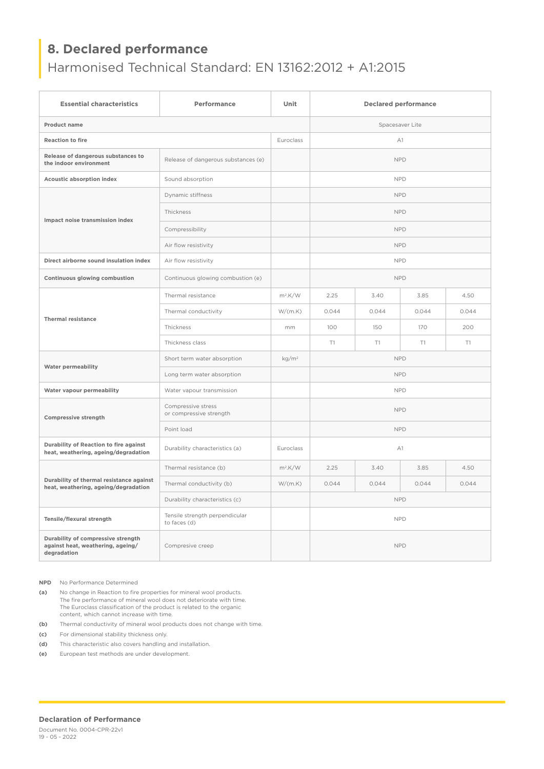## 8. Declared performance

Harmonised Technical Standard: EN 13162:2012 + A1:2015

| Essential characteristics | Performance | Unit | Declared performance | | | |
|---|---|---|---|---|---|---|
| **Product name** | | | Spacesaver Lite | | | |
| **Reaction to fire** | | Euroclass | A1 | | | |
| **Release of dangerous substances to the indoor environment** | Release of dangerous substances (e) | | NPD | | | |
| **Acoustic absorption index** | Sound absorption | | NPD | | | |
| **Impact noise transmission index** | Dynamic stiffness | | NPD | | | |
| | Thickness | | NPD | | | |
| | Compressibility | | NPD | | | |
| | Air flow resistivity | | NPD | | | |
| **Direct airborne sound insulation index** | Air flow resistivity | | NPD | | | |
| **Continuous glowing combustion** | Continuous glowing combustion (e) | | NPD | | | |
| **Thermal resistance** | Thermal resistance | $m^2.K/W$ | 2.25 | 3.40 | 3.85 | 4.50 |
| | Thermal conductivity | W/(m.K) | 0.044 | 0.044 | 0.044 | 0.044 |
| | Thickness | mm | 100 | 150 | 170 | 200 |
| | Thickness class | | T1 | T1 | T1 | T1 |
| **Water permeability** | Short term water absorption | $kg/m^2$ | NPD | | | |
| | Long term water absorption | | NPD | | | |
| **Water vapour permeability** | Water vapour transmission | | NPD | | | |
| **Compressive strength** | Compressive stress or compressive strength | | NPD | | | |
| | Point load | | NPD | | | |
| **Durability of Reaction to fire against heat, weathering, ageing/degradation** | Durability characteristics (a) | Euroclass | A1 | | | |
| **Durability of thermal resistance against heat, weathering, ageing/degradation** | Thermal resistance (b) | $m^2.K/W$ | 2.25 | 3.40 | 3.85 | 4.50 |
| | Thermal conductivity (b) | W/(m.K) | 0.044 | 0.044 | 0.044 | 0.044 |
| | Durability characteristics (c) | | NPD | | | |
| **Tensile/flexural strength** | Tensile strength perpendicular to faces (d) | | NPD | | | |
| **Durability of compressive strength against heat, weathering, ageing/ degradation** | Compresive creep | | NPD | | | |

**NPD** No Performance Determined

**(a)** No change in Reaction to fire properties for mineral wool products. The fire performance of mineral wool does not deteriorate with time. The Euroclass classification of the product is related to the organic content, which cannot increase with time.

**(b)** Thermal conductivity of mineral wool products does not change with time.

**(c)** For dimensional stability thickness only.

**(d)** This characteristic also covers handling and installation.

**(e)** European test methods are under development.

**Declaration of Performance**

Document No. 0004-CPR-22v1
19 - 05 - 2022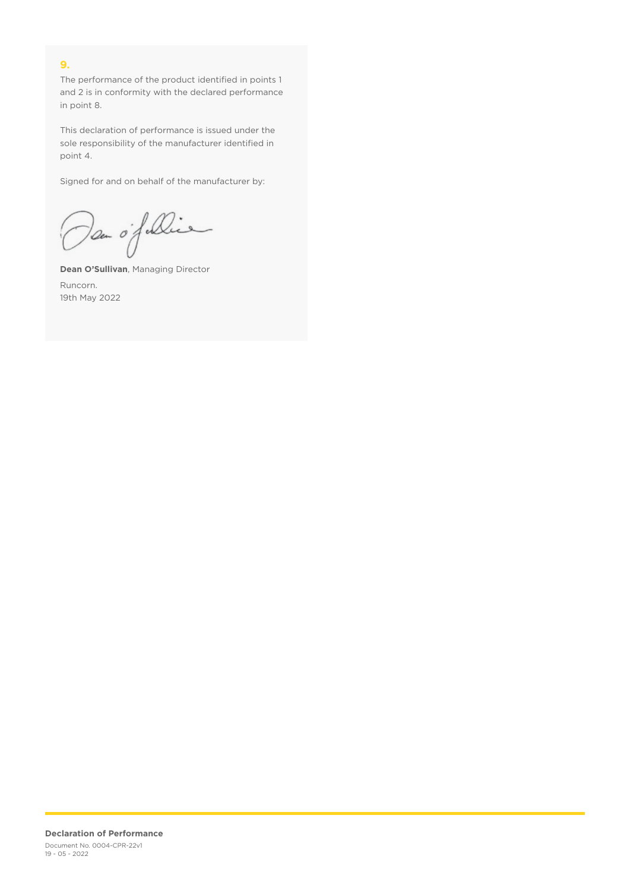**9.**

The performance of the product identified in points 1 and 2 is in conformity with the declared performance in point 8.

This declaration of performance is issued under the sole responsibility of the manufacturer identified in point 4.

Signed for and on behalf of the manufacturer by:

**Dean O'Sullivan**, Managing Director

Runcorn.
19th May 2022

**Declaration of Performance**

Document No. 0004-CPR-22v1
19 - 05 - 2022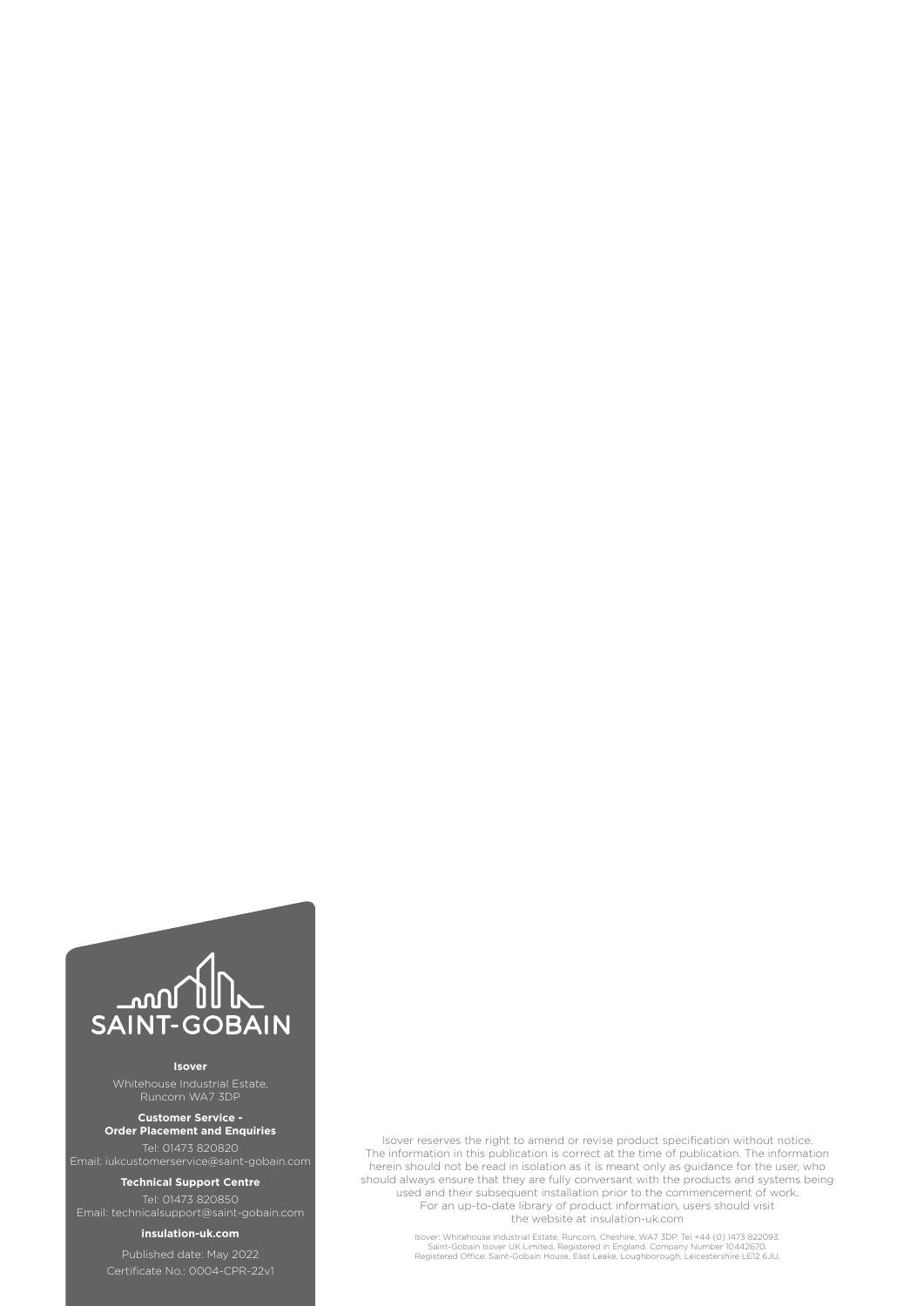SAINT-GOBAIN

**Isover**

Whitehouse Industrial Estate, Runcorn WA7 3DP

**Customer Service - Order Placement and Enquiries**

Tel: 01473 820820
Email: iukcustomerservice@saint-gobain.com

**Technical Support Centre**

Tel: 01473 820850
Email: technicalsupport@saint-gobain.com

**insulation-uk.com**

Published date: May 2022
Certificate No.: 0004-CPR-22v1

Isover reserves the right to amend or revise product specification without notice. The information in this publication is correct at the time of publication. The information herein should not be read in isolation as it is meant only as guidance for the user, who should always ensure that they are fully conversant with the products and systems being used and their subsequent installation prior to the commencement of work. For an up-to-date library of product information, users should visit the website at insulation-uk.com

Isover: Whitehouse Industrial Estate, Runcorn, Cheshire, WA7 3DP. Tel +44 (0) 1473 822093.
Saint-Gobain Isover UK Limited, Registered in England. Company Number 10442670.
Registered Office: Saint-Gobain House, East Leake, Loughborough, Leicestershire LE12 6JU.